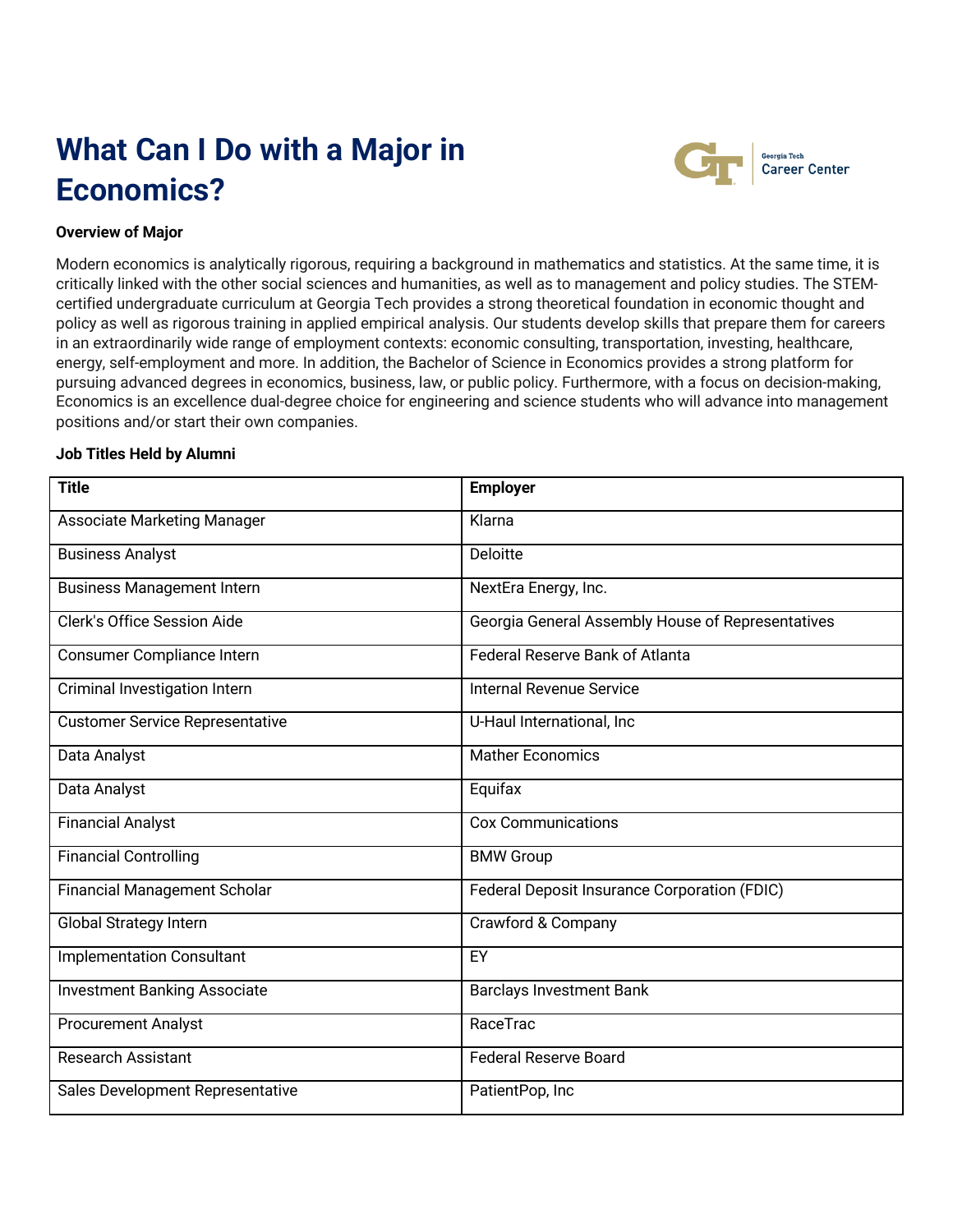# What Can I Do with a Major in Economics?

**Overview of Major**

Modern economics is analytically rigorous, requiring a background in mathematics and statistics. At the same time, it is critically linked with the other social sciences and humanities, as well as to management and policy studies. The STEM-certified undergraduate curriculum at Georgia Tech provides a strong theoretical foundation in economic thought and policy as well as rigorous training in applied empirical analysis. Our students develop skills that prepare them for careers in an extraordinarily wide range of employment contexts: economic consulting, transportation, investing, healthcare, energy, self-employment and more. In addition, the Bachelor of Science in Economics provides a strong platform for pursuing advanced degrees in economics, business, law, or public policy. Furthermore, with a focus on decision-making, Economics is an excellence dual-degree choice for engineering and science students who will advance into management positions and/or start their own companies.

**Job Titles Held by Alumni**

| Title | Employer |
|---|---|
| Associate Marketing Manager | Klarna |
| Business Analyst | Deloitte |
| Business Management Intern | NextEra Energy, Inc. |
| Clerk's Office Session Aide | Georgia General Assembly House of Representatives |
| Consumer Compliance Intern | Federal Reserve Bank of Atlanta |
| Criminal Investigation Intern | Internal Revenue Service |
| Customer Service Representative | U-Haul International, Inc |
| Data Analyst | Mather Economics |
| Data Analyst | Equifax |
| Financial Analyst | Cox Communications |
| Financial Controlling | BMW Group |
| Financial Management Scholar | Federal Deposit Insurance Corporation (FDIC) |
| Global Strategy Intern | Crawford & Company |
| Implementation Consultant | EY |
| Investment Banking Associate | Barclays Investment Bank |
| Procurement Analyst | RaceTrac |
| Research Assistant | Federal Reserve Board |
| Sales Development Representative | PatientPop, Inc |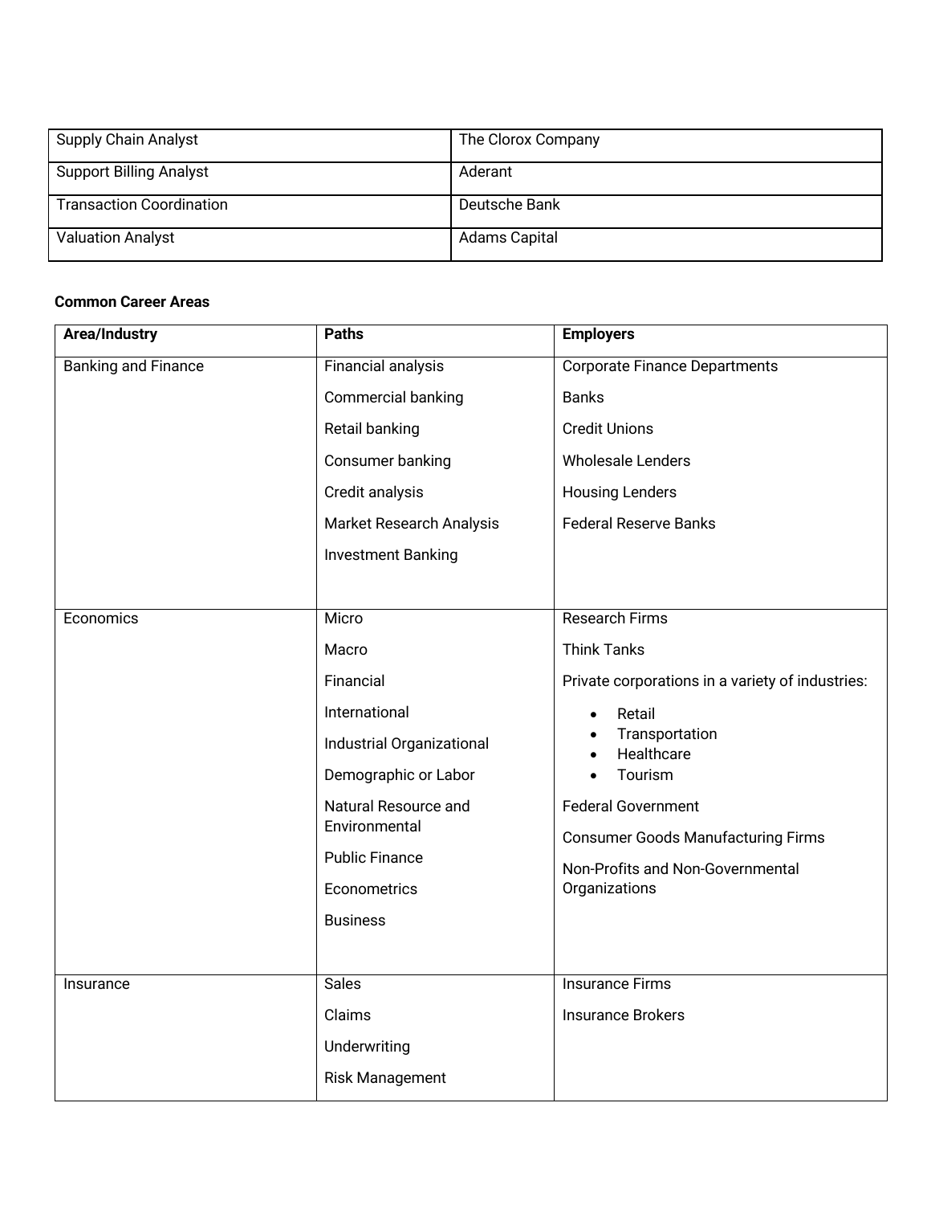| | |
|---|---|
| Supply Chain Analyst | The Clorox Company |
| Support Billing Analyst | Aderant |
| Transaction Coordination | Deutsche Bank |
| Valuation Analyst | Adams Capital |

**Common Career Areas**

| Area/Industry | Paths | Employers |
|---|---|---|
| Banking and Finance | Financial analysis<br>Commercial banking<br>Retail banking<br>Consumer banking<br>Credit analysis<br>Market Research Analysis<br>Investment Banking | Corporate Finance Departments<br>Banks<br>Credit Unions<br>Wholesale Lenders<br>Housing Lenders<br>Federal Reserve Banks |
| Economics | Micro<br>Macro<br>Financial<br>International<br>Industrial Organizational<br>Demographic or Labor<br>Natural Resource and Environmental<br>Public Finance<br>Econometrics<br>Business | Research Firms<br>Think Tanks<br>Private corporations in a variety of industries:<br>• Retail<br>• Transportation<br>• Healthcare<br>• Tourism<br>Federal Government<br>Consumer Goods Manufacturing Firms<br>Non-Profits and Non-Governmental Organizations |
| Insurance | Sales<br>Claims<br>Underwriting<br>Risk Management | Insurance Firms<br>Insurance Brokers |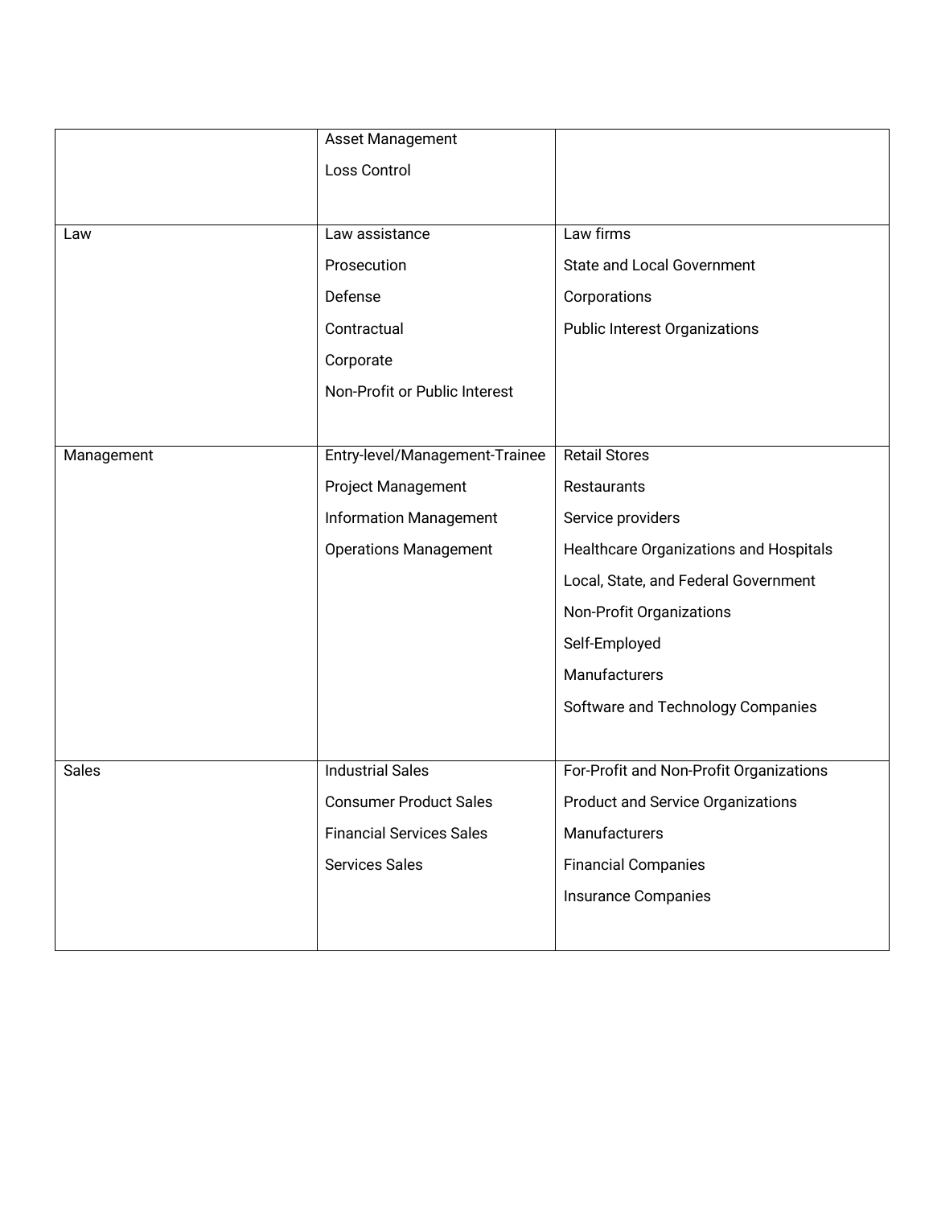| | | |
|---|---|---|
| | Asset Management<br>Loss Control | |
| Law | Law assistance<br>Prosecution<br>Defense<br>Contractual<br>Corporate<br>Non-Profit or Public Interest | Law firms<br>State and Local Government<br>Corporations<br>Public Interest Organizations |
| Management | Entry-level/Management-Trainee<br>Project Management<br>Information Management<br>Operations Management | Retail Stores<br>Restaurants<br>Service providers<br>Healthcare Organizations and Hospitals<br>Local, State, and Federal Government<br>Non-Profit Organizations<br>Self-Employed<br>Manufacturers<br>Software and Technology Companies |
| Sales | Industrial Sales<br>Consumer Product Sales<br>Financial Services Sales<br>Services Sales | For-Profit and Non-Profit Organizations<br>Product and Service Organizations<br>Manufacturers<br>Financial Companies<br>Insurance Companies |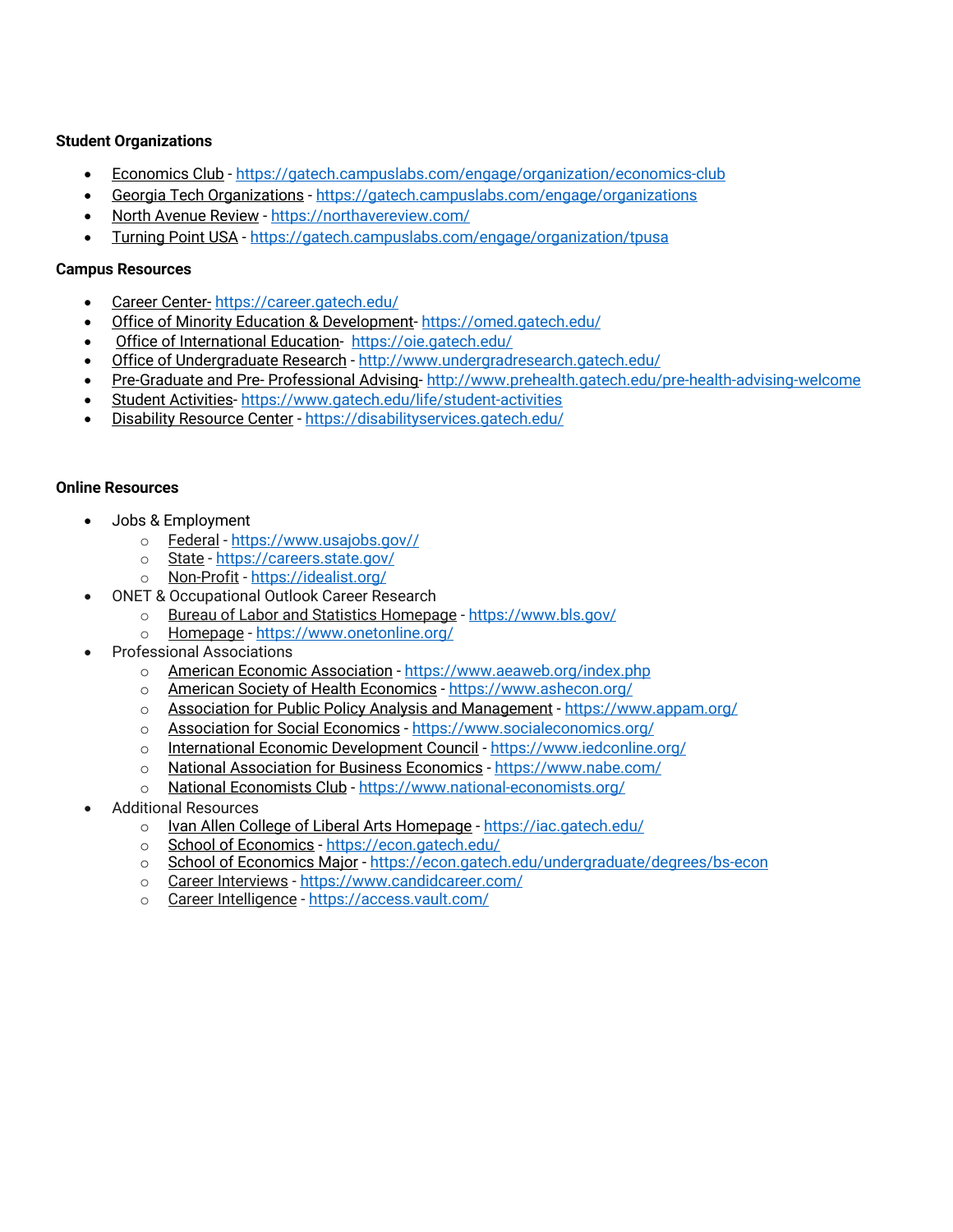**Student Organizations**

- Economics Club - https://gatech.campuslabs.com/engage/organization/economics-club
- Georgia Tech Organizations - https://gatech.campuslabs.com/engage/organizations
- North Avenue Review - https://northavereview.com/
- Turning Point USA - https://gatech.campuslabs.com/engage/organization/tpusa

**Campus Resources**

- Career Center- https://career.gatech.edu/
- Office of Minority Education & Development- https://omed.gatech.edu/
- Office of International Education- https://oie.gatech.edu/
- Office of Undergraduate Research - http://www.undergradresearch.gatech.edu/
- Pre-Graduate and Pre- Professional Advising- http://www.prehealth.gatech.edu/pre-health-advising-welcome
- Student Activities- https://www.gatech.edu/life/student-activities
- Disability Resource Center - https://disabilityservices.gatech.edu/

**Online Resources**

- Jobs & Employment
    - Federal - https://www.usajobs.gov//
    - State - https://careers.state.gov/
    - Non-Profit - https://idealist.org/
- ONET & Occupational Outlook Career Research
    - Bureau of Labor and Statistics Homepage - https://www.bls.gov/
    - Homepage - https://www.onetonline.org/
- Professional Associations
    - American Economic Association - https://www.aeaweb.org/index.php
    - American Society of Health Economics - https://www.ashecon.org/
    - Association for Public Policy Analysis and Management - https://www.appam.org/
    - Association for Social Economics - https://www.socialeconomics.org/
    - International Economic Development Council - https://www.iedconline.org/
    - National Association for Business Economics - https://www.nabe.com/
    - National Economists Club - https://www.national-economists.org/
- Additional Resources
    - Ivan Allen College of Liberal Arts Homepage - https://iac.gatech.edu/
    - School of Economics - https://econ.gatech.edu/
    - School of Economics Major - https://econ.gatech.edu/undergraduate/degrees/bs-econ
    - Career Interviews - https://www.candidcareer.com/
    - Career Intelligence - https://access.vault.com/